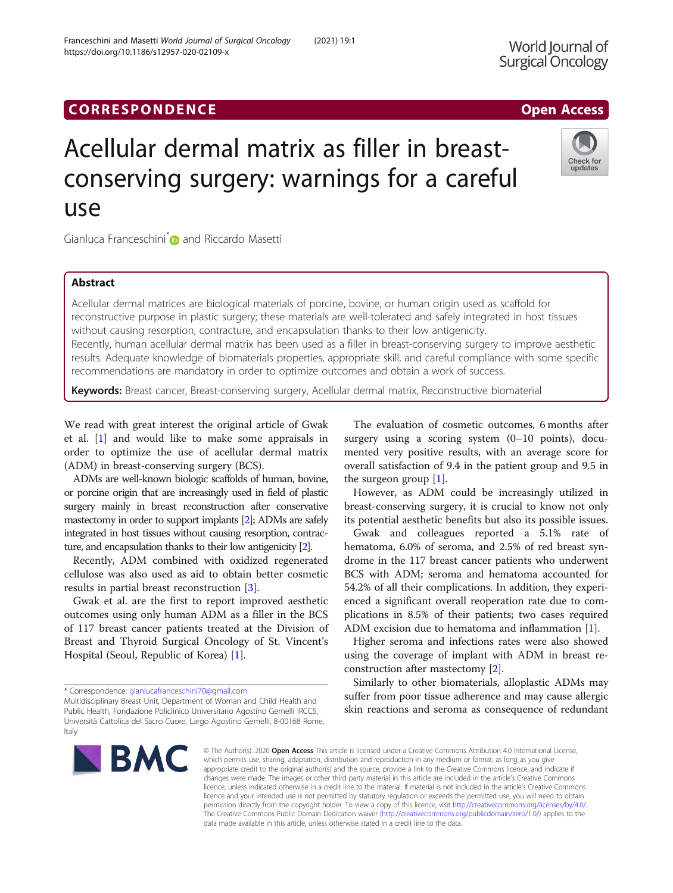CORRESPONDENCE

Open Access

# Acellular dermal matrix as filler in breast-conserving surgery: warnings for a careful use

Gianluca Franceschini* and Riccardo Masetti

## Abstract

Acellular dermal matrices are biological materials of porcine, bovine, or human origin used as scaffold for reconstructive purpose in plastic surgery; these materials are well-tolerated and safely integrated in host tissues without causing resorption, contracture, and encapsulation thanks to their low antigenicity.

Recently, human acellular dermal matrix has been used as a filler in breast-conserving surgery to improve aesthetic results. Adequate knowledge of biomaterials properties, appropriate skill, and careful compliance with some specific recommendations are mandatory in order to optimize outcomes and obtain a work of success.

**Keywords:** Breast cancer, Breast-conserving surgery, Acellular dermal matrix, Reconstructive biomaterial

We read with great interest the original article of Gwak et al. [1] and would like to make some appraisals in order to optimize the use of acellular dermal matrix (ADM) in breast-conserving surgery (BCS).

ADMs are well-known biologic scaffolds of human, bovine, or porcine origin that are increasingly used in field of plastic surgery mainly in breast reconstruction after conservative mastectomy in order to support implants [2]; ADMs are safely integrated in host tissues without causing resorption, contracture, and encapsulation thanks to their low antigenicity [2].

Recently, ADM combined with oxidized regenerated cellulose was also used as aid to obtain better cosmetic results in partial breast reconstruction [3].

Gwak et al. are the first to report improved aesthetic outcomes using only human ADM as a filler in the BCS of 117 breast cancer patients treated at the Division of Breast and Thyroid Surgical Oncology of St. Vincent's Hospital (Seoul, Republic of Korea) [1].

The evaluation of cosmetic outcomes, 6 months after surgery using a scoring system (0–10 points), documented very positive results, with an average score for overall satisfaction of 9.4 in the patient group and 9.5 in the surgeon group [1].

However, as ADM could be increasingly utilized in breast-conserving surgery, it is crucial to know not only its potential aesthetic benefits but also its possible issues.

Gwak and colleagues reported a 5.1% rate of hematoma, 6.0% of seroma, and 2.5% of red breast syndrome in the 117 breast cancer patients who underwent BCS with ADM; seroma and hematoma accounted for 54.2% of all their complications. In addition, they experienced a significant overall reoperation rate due to complications in 8.5% of their patients; two cases required ADM excision due to hematoma and inflammation [1].

Higher seroma and infections rates were also showed using the coverage of implant with ADM in breast reconstruction after mastectomy [2].

Similarly to other biomaterials, alloplastic ADMs may suffer from poor tissue adherence and may cause allergic skin reactions and seroma as consequence of redundant

* Correspondence: gianlucafranceschini70@gmail.com
Multidisciplinary Breast Unit, Department of Woman and Child Health and Public Health, Fondazione Policlinico Universitario Agostino Gemelli IRCCS, Università Cattolica del Sacro Cuore, Largo Agostino Gemelli, 8-00168 Rome, Italy

© The Author(s). 2020 **Open Access** This article is licensed under a Creative Commons Attribution 4.0 International License, which permits use, sharing, adaptation, distribution and reproduction in any medium or format, as long as you give appropriate credit to the original author(s) and the source, provide a link to the Creative Commons licence, and indicate if changes were made. The images or other third party material in this article are included in the article's Creative Commons licence, unless indicated otherwise in a credit line to the material. If material is not included in the article's Creative Commons licence and your intended use is not permitted by statutory regulation or exceeds the permitted use, you will need to obtain permission directly from the copyright holder. To view a copy of this licence, visit http://creativecommons.org/licenses/by/4.0/. The Creative Commons Public Domain Dedication waiver (http://creativecommons.org/publicdomain/zero/1.0/) applies to the data made available in this article, unless otherwise stated in a credit line to the data.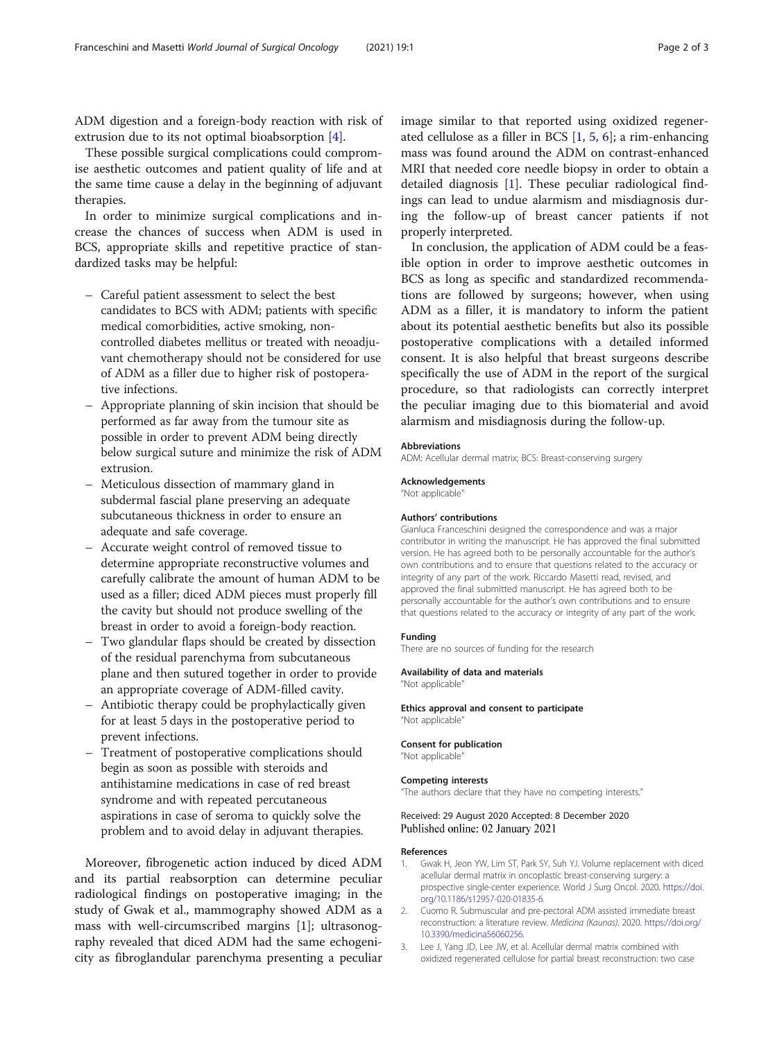ADM digestion and a foreign-body reaction with risk of extrusion due to its not optimal bioabsorption [4].

These possible surgical complications could compromise aesthetic outcomes and patient quality of life and at the same time cause a delay in the beginning of adjuvant therapies.

In order to minimize surgical complications and increase the chances of success when ADM is used in BCS, appropriate skills and repetitive practice of standardized tasks may be helpful:

- Careful patient assessment to select the best candidates to BCS with ADM; patients with specific medical comorbidities, active smoking, non-controlled diabetes mellitus or treated with neoadjuvant chemotherapy should not be considered for use of ADM as a filler due to higher risk of postoperative infections.
- Appropriate planning of skin incision that should be performed as far away from the tumour site as possible in order to prevent ADM being directly below surgical suture and minimize the risk of ADM extrusion.
- Meticulous dissection of mammary gland in subdermal fascial plane preserving an adequate subcutaneous thickness in order to ensure an adequate and safe coverage.
- Accurate weight control of removed tissue to determine appropriate reconstructive volumes and carefully calibrate the amount of human ADM to be used as a filler; diced ADM pieces must properly fill the cavity but should not produce swelling of the breast in order to avoid a foreign-body reaction.
- Two glandular flaps should be created by dissection of the residual parenchyma from subcutaneous plane and then sutured together in order to provide an appropriate coverage of ADM-filled cavity.
- Antibiotic therapy could be prophylactically given for at least 5 days in the postoperative period to prevent infections.
- Treatment of postoperative complications should begin as soon as possible with steroids and antihistamine medications in case of red breast syndrome and with repeated percutaneous aspirations in case of seroma to quickly solve the problem and to avoid delay in adjuvant therapies.

Moreover, fibrogenetic action induced by diced ADM and its partial reabsorption can determine peculiar radiological findings on postoperative imaging; in the study of Gwak et al., mammography showed ADM as a mass with well-circumscribed margins [1]; ultrasonography revealed that diced ADM had the same echogenicity as fibroglandular parenchyma presenting a peculiar image similar to that reported using oxidized regenerated cellulose as a filler in BCS [1, 5, 6]; a rim-enhancing mass was found around the ADM on contrast-enhanced MRI that needed core needle biopsy in order to obtain a detailed diagnosis [1]. These peculiar radiological findings can lead to undue alarmism and misdiagnosis during the follow-up of breast cancer patients if not properly interpreted.

In conclusion, the application of ADM could be a feasible option in order to improve aesthetic outcomes in BCS as long as specific and standardized recommendations are followed by surgeons; however, when using ADM as a filler, it is mandatory to inform the patient about its potential aesthetic benefits but also its possible postoperative complications with a detailed informed consent. It is also helpful that breast surgeons describe specifically the use of ADM in the report of the surgical procedure, so that radiologists can correctly interpret the peculiar imaging due to this biomaterial and avoid alarmism and misdiagnosis during the follow-up.

#### Abbreviations
ADM: Acellular dermal matrix; BCS: Breast-conserving surgery

#### Acknowledgements
"Not applicable"

#### Authors' contributions
Gianluca Franceschini designed the correspondence and was a major contributor in writing the manuscript. He has approved the final submitted version. He has agreed both to be personally accountable for the author's own contributions and to ensure that questions related to the accuracy or integrity of any part of the work. Riccardo Masetti read, revised, and approved the final submitted manuscript. He has agreed both to be personally accountable for the author's own contributions and to ensure that questions related to the accuracy or integrity of any part of the work.

#### Funding
There are no sources of funding for the research

#### Availability of data and materials
"Not applicable"

#### Ethics approval and consent to participate
"Not applicable"

#### Consent for publication
"Not applicable"

#### Competing interests
"The authors declare that they have no competing interests."

Received: 29 August 2020 Accepted: 8 December 2020
Published online: 02 January 2021

#### References
1. Gwak H, Jeon YW, Lim ST, Park SY, Suh YJ. Volume replacement with diced acellular dermal matrix in oncoplastic breast-conserving surgery: a prospective single-center experience. World J Surg Oncol. 2020. https://doi.org/10.1186/s12957-020-01835-6.
2. Cuomo R. Submuscular and pre-pectoral ADM assisted immediate breast reconstruction: a literature review. *Medicina (Kaunas)*. 2020. https://doi.org/10.3390/medicina56060256.
3. Lee J, Yang JD, Lee JW, et al. Acellular dermal matrix combined with oxidized regenerated cellulose for partial breast reconstruction: two case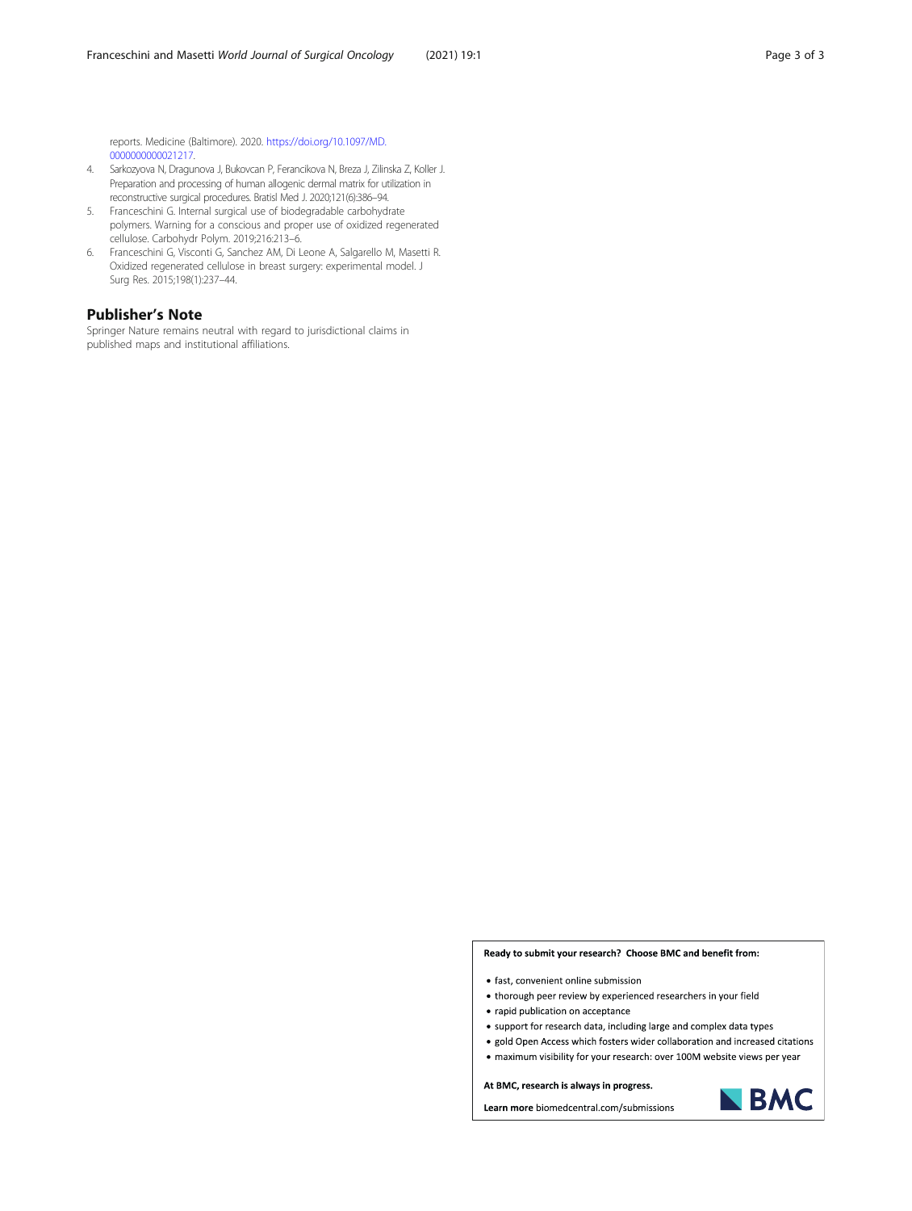reports. Medicine (Baltimore). 2020. https://doi.org/10.1097/MD.0000000000021217.

4. Sarkozyova N, Dragunova J, Bukovcan P, Ferancikova N, Breza J, Zilinska Z, Koller J. Preparation and processing of human allogenic dermal matrix for utilization in reconstructive surgical procedures. Bratisl Med J. 2020;121(6):386–94.
5. Franceschini G. Internal surgical use of biodegradable carbohydrate polymers. Warning for a conscious and proper use of oxidized regenerated cellulose. Carbohydr Polym. 2019;216:213–6.
6. Franceschini G, Visconti G, Sanchez AM, Di Leone A, Salgarello M, Masetti R. Oxidized regenerated cellulose in breast surgery: experimental model. J Surg Res. 2015;198(1):237–44.

## Publisher's Note

Springer Nature remains neutral with regard to jurisdictional claims in published maps and institutional affiliations.

**Ready to submit your research? Choose BMC and benefit from:**

- fast, convenient online submission
- thorough peer review by experienced researchers in your field
- rapid publication on acceptance
- support for research data, including large and complex data types
- gold Open Access which fosters wider collaboration and increased citations
- maximum visibility for your research: over 100M website views per year

**At BMC, research is always in progress.**

**Learn more** biomedcentral.com/submissions

BMC